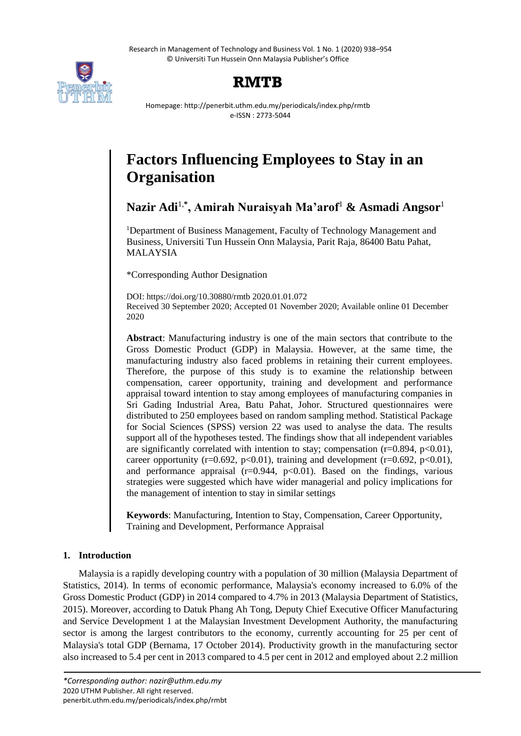# Factors Influencing Employees to Stay in an Organisation

**Nazir Adi**[1,*]**, Amirah Nuraisyah Ma'arof**[1] **& Asmadi Angsor**[1]

[1]Department of Business Management, Faculty of Technology Management and Business, Universiti Tun Hussein Onn Malaysia, Parit Raja, 86400 Batu Pahat, MALAYSIA

*Corresponding Author Designation

DOI: https://doi.org/10.30880/rmtb 2020.01.01.072
Received 30 September 2020; Accepted 01 November 2020; Available online 01 December 2020

**Abstract**: Manufacturing industry is one of the main sectors that contribute to the Gross Domestic Product (GDP) in Malaysia. However, at the same time, the manufacturing industry also faced problems in retaining their current employees. Therefore, the purpose of this study is to examine the relationship between compensation, career opportunity, training and development and performance appraisal toward intention to stay among employees of manufacturing companies in Sri Gading Industrial Area, Batu Pahat, Johor. Structured questionnaires were distributed to 250 employees based on random sampling method. Statistical Package for Social Sciences (SPSS) version 22 was used to analyse the data. The results support all of the hypotheses tested. The findings show that all independent variables are significantly correlated with intention to stay; compensation ($r=0.894$, $p<0.01$), career opportunity ($r=0.692$, $p<0.01$), training and development ($r=0.692$, $p<0.01$), and performance appraisal ($r=0.944$, $p<0.01$). Based on the findings, various strategies were suggested which have wider managerial and policy implications for the management of intention to stay in similar settings

**Keywords**: Manufacturing, Intention to Stay, Compensation, Career Opportunity, Training and Development, Performance Appraisal

## 1. Introduction

Malaysia is a rapidly developing country with a population of 30 million (Malaysia Department of Statistics, 2014). In terms of economic performance, Malaysia's economy increased to 6.0% of the Gross Domestic Product (GDP) in 2014 compared to 4.7% in 2013 (Malaysia Department of Statistics, 2015). Moreover, according to Datuk Phang Ah Tong, Deputy Chief Executive Officer Manufacturing and Service Development 1 at the Malaysian Investment Development Authority, the manufacturing sector is among the largest contributors to the economy, currently accounting for 25 per cent of Malaysia's total GDP (Bernama, 17 October 2014). Productivity growth in the manufacturing sector also increased to 5.4 per cent in 2013 compared to 4.5 per cent in 2012 and employed about 2.2 million

*\*Corresponding author: nazir@uthm.edu.my*
2020 UTHM Publisher. All right reserved.
penerbit.uthm.edu.my/periodicals/index.php/rmbt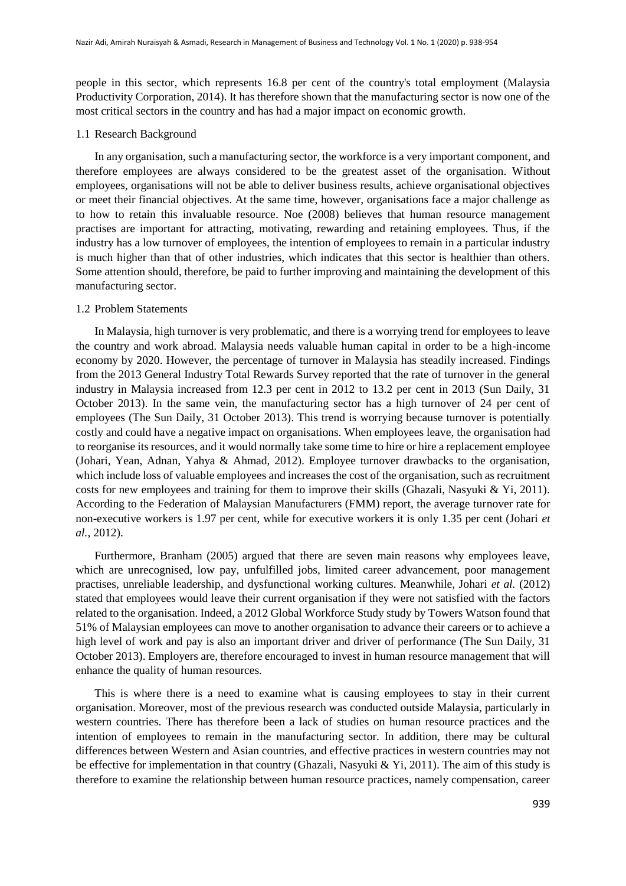people in this sector, which represents 16.8 per cent of the country's total employment (Malaysia Productivity Corporation, 2014). It has therefore shown that the manufacturing sector is now one of the most critical sectors in the country and has had a major impact on economic growth.

### 1.1 Research Background

In any organisation, such a manufacturing sector, the workforce is a very important component, and therefore employees are always considered to be the greatest asset of the organisation. Without employees, organisations will not be able to deliver business results, achieve organisational objectives or meet their financial objectives. At the same time, however, organisations face a major challenge as to how to retain this invaluable resource. Noe (2008) believes that human resource management practises are important for attracting, motivating, rewarding and retaining employees. Thus, if the industry has a low turnover of employees, the intention of employees to remain in a particular industry is much higher than that of other industries, which indicates that this sector is healthier than others. Some attention should, therefore, be paid to further improving and maintaining the development of this manufacturing sector.

### 1.2 Problem Statements

In Malaysia, high turnover is very problematic, and there is a worrying trend for employees to leave the country and work abroad. Malaysia needs valuable human capital in order to be a high-income economy by 2020. However, the percentage of turnover in Malaysia has steadily increased. Findings from the 2013 General Industry Total Rewards Survey reported that the rate of turnover in the general industry in Malaysia increased from 12.3 per cent in 2012 to 13.2 per cent in 2013 (Sun Daily, 31 October 2013). In the same vein, the manufacturing sector has a high turnover of 24 per cent of employees (The Sun Daily, 31 October 2013). This trend is worrying because turnover is potentially costly and could have a negative impact on organisations. When employees leave, the organisation had to reorganise its resources, and it would normally take some time to hire or hire a replacement employee (Johari, Yean, Adnan, Yahya & Ahmad, 2012). Employee turnover drawbacks to the organisation, which include loss of valuable employees and increases the cost of the organisation, such as recruitment costs for new employees and training for them to improve their skills (Ghazali, Nasyuki & Yi, 2011). According to the Federation of Malaysian Manufacturers (FMM) report, the average turnover rate for non-executive workers is 1.97 per cent, while for executive workers it is only 1.35 per cent (Johari *et al.*, 2012).

Furthermore, Branham (2005) argued that there are seven main reasons why employees leave, which are unrecognised, low pay, unfulfilled jobs, limited career advancement, poor management practises, unreliable leadership, and dysfunctional working cultures. Meanwhile, Johari *et al.* (2012) stated that employees would leave their current organisation if they were not satisfied with the factors related to the organisation. Indeed, a 2012 Global Workforce Study study by Towers Watson found that 51% of Malaysian employees can move to another organisation to advance their careers or to achieve a high level of work and pay is also an important driver and driver of performance (The Sun Daily, 31 October 2013). Employers are, therefore encouraged to invest in human resource management that will enhance the quality of human resources.

This is where there is a need to examine what is causing employees to stay in their current organisation. Moreover, most of the previous research was conducted outside Malaysia, particularly in western countries. There has therefore been a lack of studies on human resource practices and the intention of employees to remain in the manufacturing sector. In addition, there may be cultural differences between Western and Asian countries, and effective practices in western countries may not be effective for implementation in that country (Ghazali, Nasyuki & Yi, 2011). The aim of this study is therefore to examine the relationship between human resource practices, namely compensation, career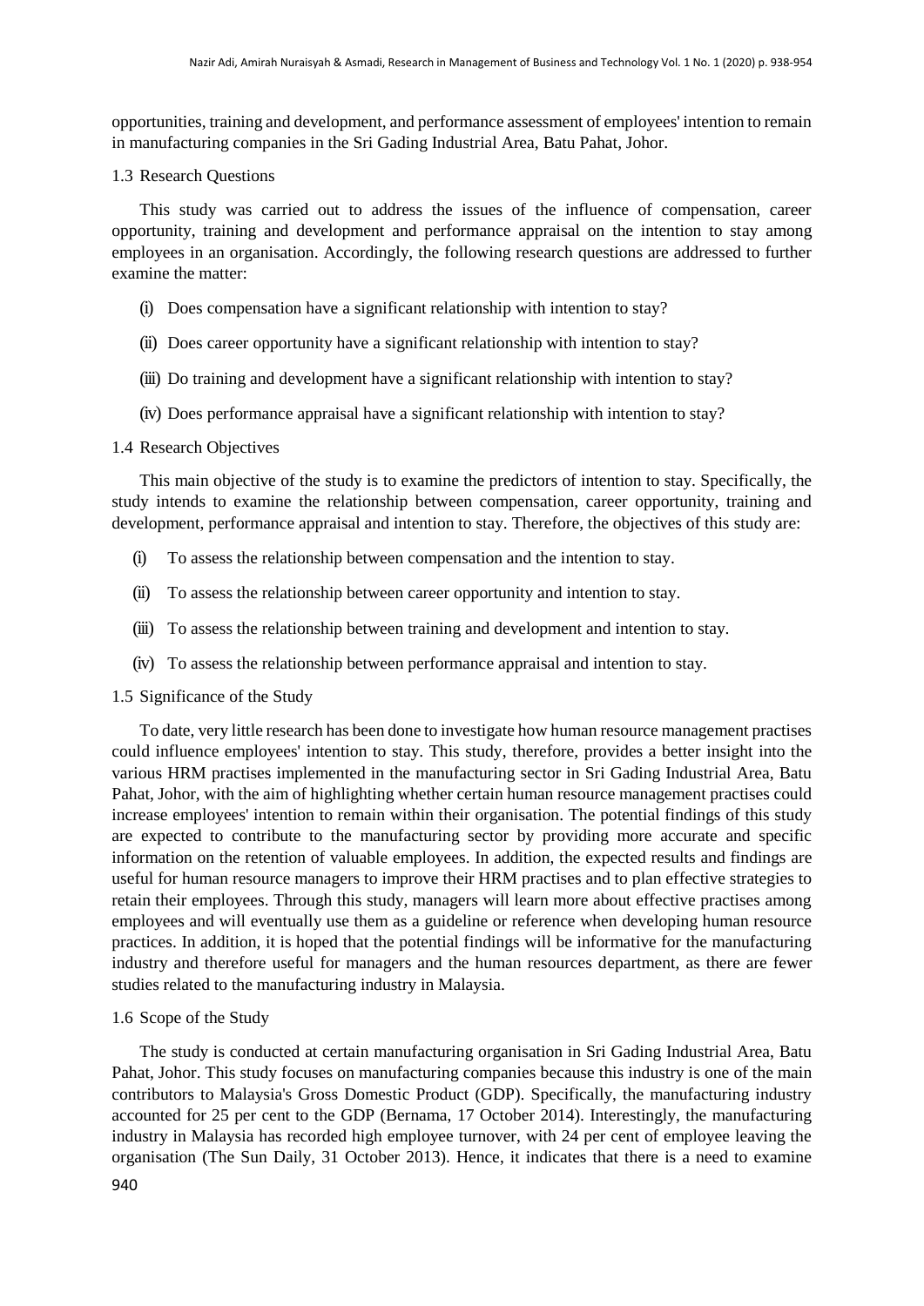opportunities, training and development, and performance assessment of employees' intention to remain in manufacturing companies in the Sri Gading Industrial Area, Batu Pahat, Johor.

### 1.3 Research Questions

This study was carried out to address the issues of the influence of compensation, career opportunity, training and development and performance appraisal on the intention to stay among employees in an organisation. Accordingly, the following research questions are addressed to further examine the matter:

(i) Does compensation have a significant relationship with intention to stay?

(ii) Does career opportunity have a significant relationship with intention to stay?

(iii) Do training and development have a significant relationship with intention to stay?

(iv) Does performance appraisal have a significant relationship with intention to stay?

### 1.4 Research Objectives

This main objective of the study is to examine the predictors of intention to stay. Specifically, the study intends to examine the relationship between compensation, career opportunity, training and development, performance appraisal and intention to stay. Therefore, the objectives of this study are:

(i) To assess the relationship between compensation and the intention to stay.

(ii) To assess the relationship between career opportunity and intention to stay.

(iii) To assess the relationship between training and development and intention to stay.

(iv) To assess the relationship between performance appraisal and intention to stay.

### 1.5 Significance of the Study

To date, very little research has been done to investigate how human resource management practises could influence employees' intention to stay. This study, therefore, provides a better insight into the various HRM practises implemented in the manufacturing sector in Sri Gading Industrial Area, Batu Pahat, Johor, with the aim of highlighting whether certain human resource management practises could increase employees' intention to remain within their organisation. The potential findings of this study are expected to contribute to the manufacturing sector by providing more accurate and specific information on the retention of valuable employees. In addition, the expected results and findings are useful for human resource managers to improve their HRM practises and to plan effective strategies to retain their employees. Through this study, managers will learn more about effective practises among employees and will eventually use them as a guideline or reference when developing human resource practices. In addition, it is hoped that the potential findings will be informative for the manufacturing industry and therefore useful for managers and the human resources department, as there are fewer studies related to the manufacturing industry in Malaysia.

### 1.6 Scope of the Study

The study is conducted at certain manufacturing organisation in Sri Gading Industrial Area, Batu Pahat, Johor. This study focuses on manufacturing companies because this industry is one of the main contributors to Malaysia's Gross Domestic Product (GDP). Specifically, the manufacturing industry accounted for 25 per cent to the GDP (Bernama, 17 October 2014). Interestingly, the manufacturing industry in Malaysia has recorded high employee turnover, with 24 per cent of employee leaving the organisation (The Sun Daily, 31 October 2013). Hence, it indicates that there is a need to examine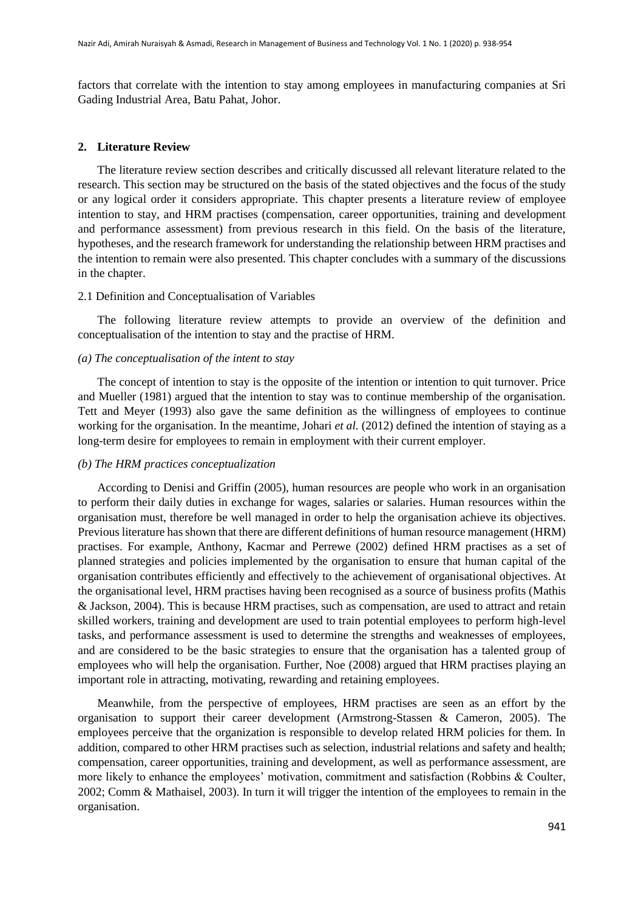factors that correlate with the intention to stay among employees in manufacturing companies at Sri Gading Industrial Area, Batu Pahat, Johor.

## 2. Literature Review

The literature review section describes and critically discussed all relevant literature related to the research. This section may be structured on the basis of the stated objectives and the focus of the study or any logical order it considers appropriate. This chapter presents a literature review of employee intention to stay, and HRM practises (compensation, career opportunities, training and development and performance assessment) from previous research in this field. On the basis of the literature, hypotheses, and the research framework for understanding the relationship between HRM practises and the intention to remain were also presented. This chapter concludes with a summary of the discussions in the chapter.

### 2.1 Definition and Conceptualisation of Variables

The following literature review attempts to provide an overview of the definition and conceptualisation of the intention to stay and the practise of HRM.

*(a) The conceptualisation of the intent to stay*

The concept of intention to stay is the opposite of the intention or intention to quit turnover. Price and Mueller (1981) argued that the intention to stay was to continue membership of the organisation. Tett and Meyer (1993) also gave the same definition as the willingness of employees to continue working for the organisation. In the meantime, Johari *et al.* (2012) defined the intention of staying as a long-term desire for employees to remain in employment with their current employer.

*(b) The HRM practices conceptualization*

According to Denisi and Griffin (2005), human resources are people who work in an organisation to perform their daily duties in exchange for wages, salaries or salaries. Human resources within the organisation must, therefore be well managed in order to help the organisation achieve its objectives. Previous literature has shown that there are different definitions of human resource management (HRM) practises. For example, Anthony, Kacmar and Perrewe (2002) defined HRM practises as a set of planned strategies and policies implemented by the organisation to ensure that human capital of the organisation contributes efficiently and effectively to the achievement of organisational objectives. At the organisational level, HRM practises having been recognised as a source of business profits (Mathis & Jackson, 2004). This is because HRM practises, such as compensation, are used to attract and retain skilled workers, training and development are used to train potential employees to perform high-level tasks, and performance assessment is used to determine the strengths and weaknesses of employees, and are considered to be the basic strategies to ensure that the organisation has a talented group of employees who will help the organisation. Further, Noe (2008) argued that HRM practises playing an important role in attracting, motivating, rewarding and retaining employees.

Meanwhile, from the perspective of employees, HRM practises are seen as an effort by the organisation to support their career development (Armstrong-Stassen & Cameron, 2005). The employees perceive that the organization is responsible to develop related HRM policies for them. In addition, compared to other HRM practises such as selection, industrial relations and safety and health; compensation, career opportunities, training and development, as well as performance assessment, are more likely to enhance the employees' motivation, commitment and satisfaction (Robbins & Coulter, 2002; Comm & Mathaisel, 2003). In turn it will trigger the intention of the employees to remain in the organisation.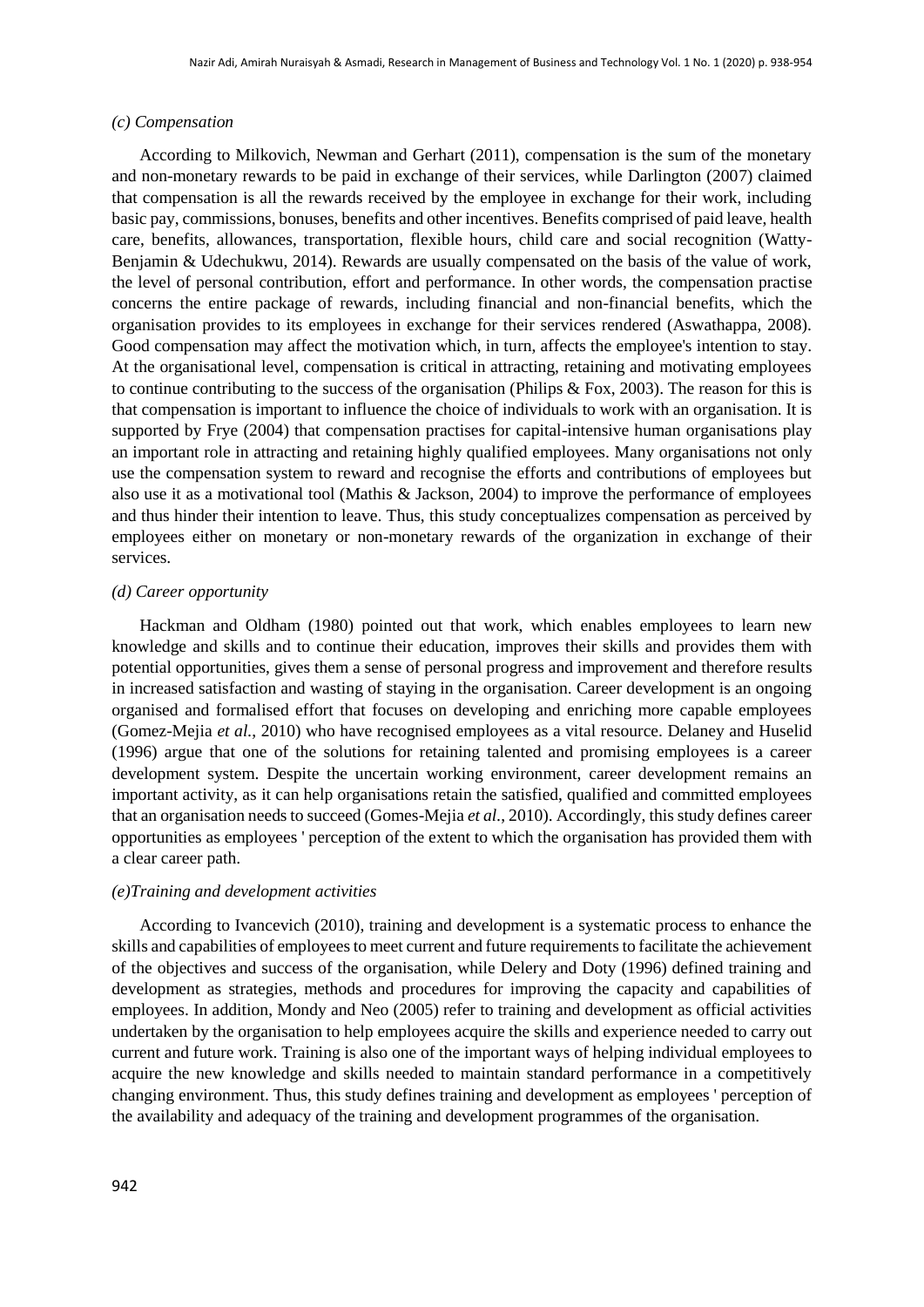*(c) Compensation*

According to Milkovich, Newman and Gerhart (2011), compensation is the sum of the monetary and non-monetary rewards to be paid in exchange of their services, while Darlington (2007) claimed that compensation is all the rewards received by the employee in exchange for their work, including basic pay, commissions, bonuses, benefits and other incentives. Benefits comprised of paid leave, health care, benefits, allowances, transportation, flexible hours, child care and social recognition (Watty-Benjamin & Udechukwu, 2014). Rewards are usually compensated on the basis of the value of work, the level of personal contribution, effort and performance. In other words, the compensation practise concerns the entire package of rewards, including financial and non-financial benefits, which the organisation provides to its employees in exchange for their services rendered (Aswathappa, 2008). Good compensation may affect the motivation which, in turn, affects the employee's intention to stay. At the organisational level, compensation is critical in attracting, retaining and motivating employees to continue contributing to the success of the organisation (Philips & Fox, 2003). The reason for this is that compensation is important to influence the choice of individuals to work with an organisation. It is supported by Frye (2004) that compensation practises for capital-intensive human organisations play an important role in attracting and retaining highly qualified employees. Many organisations not only use the compensation system to reward and recognise the efforts and contributions of employees but also use it as a motivational tool (Mathis & Jackson, 2004) to improve the performance of employees and thus hinder their intention to leave. Thus, this study conceptualizes compensation as perceived by employees either on monetary or non-monetary rewards of the organization in exchange of their services.

*(d) Career opportunity*

Hackman and Oldham (1980) pointed out that work, which enables employees to learn new knowledge and skills and to continue their education, improves their skills and provides them with potential opportunities, gives them a sense of personal progress and improvement and therefore results in increased satisfaction and wasting of staying in the organisation. Career development is an ongoing organised and formalised effort that focuses on developing and enriching more capable employees (Gomez-Mejia *et al.*, 2010) who have recognised employees as a vital resource. Delaney and Huselid (1996) argue that one of the solutions for retaining talented and promising employees is a career development system. Despite the uncertain working environment, career development remains an important activity, as it can help organisations retain the satisfied, qualified and committed employees that an organisation needs to succeed (Gomes-Mejia *et al.*, 2010). Accordingly, this study defines career opportunities as employees ' perception of the extent to which the organisation has provided them with a clear career path.

*(e)Training and development activities*

According to Ivancevich (2010), training and development is a systematic process to enhance the skills and capabilities of employees to meet current and future requirements to facilitate the achievement of the objectives and success of the organisation, while Delery and Doty (1996) defined training and development as strategies, methods and procedures for improving the capacity and capabilities of employees. In addition, Mondy and Neo (2005) refer to training and development as official activities undertaken by the organisation to help employees acquire the skills and experience needed to carry out current and future work. Training is also one of the important ways of helping individual employees to acquire the new knowledge and skills needed to maintain standard performance in a competitively changing environment. Thus, this study defines training and development as employees ' perception of the availability and adequacy of the training and development programmes of the organisation.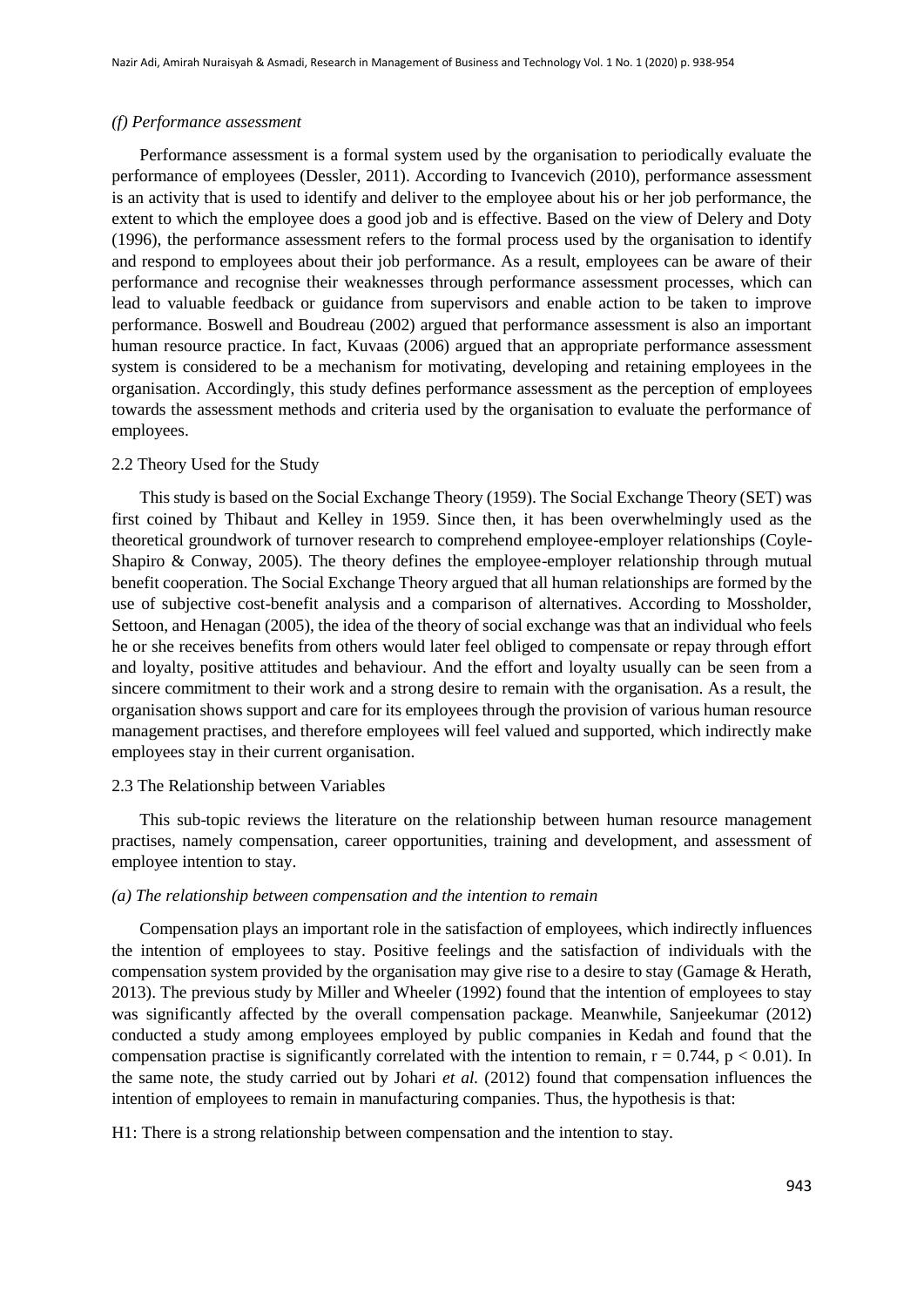*(f) Performance assessment*

Performance assessment is a formal system used by the organisation to periodically evaluate the performance of employees (Dessler, 2011). According to Ivancevich (2010), performance assessment is an activity that is used to identify and deliver to the employee about his or her job performance, the extent to which the employee does a good job and is effective. Based on the view of Delery and Doty (1996), the performance assessment refers to the formal process used by the organisation to identify and respond to employees about their job performance. As a result, employees can be aware of their performance and recognise their weaknesses through performance assessment processes, which can lead to valuable feedback or guidance from supervisors and enable action to be taken to improve performance. Boswell and Boudreau (2002) argued that performance assessment is also an important human resource practice. In fact, Kuvaas (2006) argued that an appropriate performance assessment system is considered to be a mechanism for motivating, developing and retaining employees in the organisation. Accordingly, this study defines performance assessment as the perception of employees towards the assessment methods and criteria used by the organisation to evaluate the performance of employees.

## 2.2 Theory Used for the Study

This study is based on the Social Exchange Theory (1959). The Social Exchange Theory (SET) was first coined by Thibaut and Kelley in 1959. Since then, it has been overwhelmingly used as the theoretical groundwork of turnover research to comprehend employee-employer relationships (Coyle-Shapiro & Conway, 2005). The theory defines the employee-employer relationship through mutual benefit cooperation. The Social Exchange Theory argued that all human relationships are formed by the use of subjective cost-benefit analysis and a comparison of alternatives. According to Mossholder, Settoon, and Henagan (2005), the idea of the theory of social exchange was that an individual who feels he or she receives benefits from others would later feel obliged to compensate or repay through effort and loyalty, positive attitudes and behaviour. And the effort and loyalty usually can be seen from a sincere commitment to their work and a strong desire to remain with the organisation. As a result, the organisation shows support and care for its employees through the provision of various human resource management practises, and therefore employees will feel valued and supported, which indirectly make employees stay in their current organisation.

## 2.3 The Relationship between Variables

This sub-topic reviews the literature on the relationship between human resource management practises, namely compensation, career opportunities, training and development, and assessment of employee intention to stay.

*(a) The relationship between compensation and the intention to remain*

Compensation plays an important role in the satisfaction of employees, which indirectly influences the intention of employees to stay. Positive feelings and the satisfaction of individuals with the compensation system provided by the organisation may give rise to a desire to stay (Gamage & Herath, 2013). The previous study by Miller and Wheeler (1992) found that the intention of employees to stay was significantly affected by the overall compensation package. Meanwhile, Sanjeekumar (2012) conducted a study among employees employed by public companies in Kedah and found that the compensation practise is significantly correlated with the intention to remain, $r = 0.744$, $p < 0.01$). In the same note, the study carried out by Johari *et al.* (2012) found that compensation influences the intention of employees to remain in manufacturing companies. Thus, the hypothesis is that:

H1: There is a strong relationship between compensation and the intention to stay.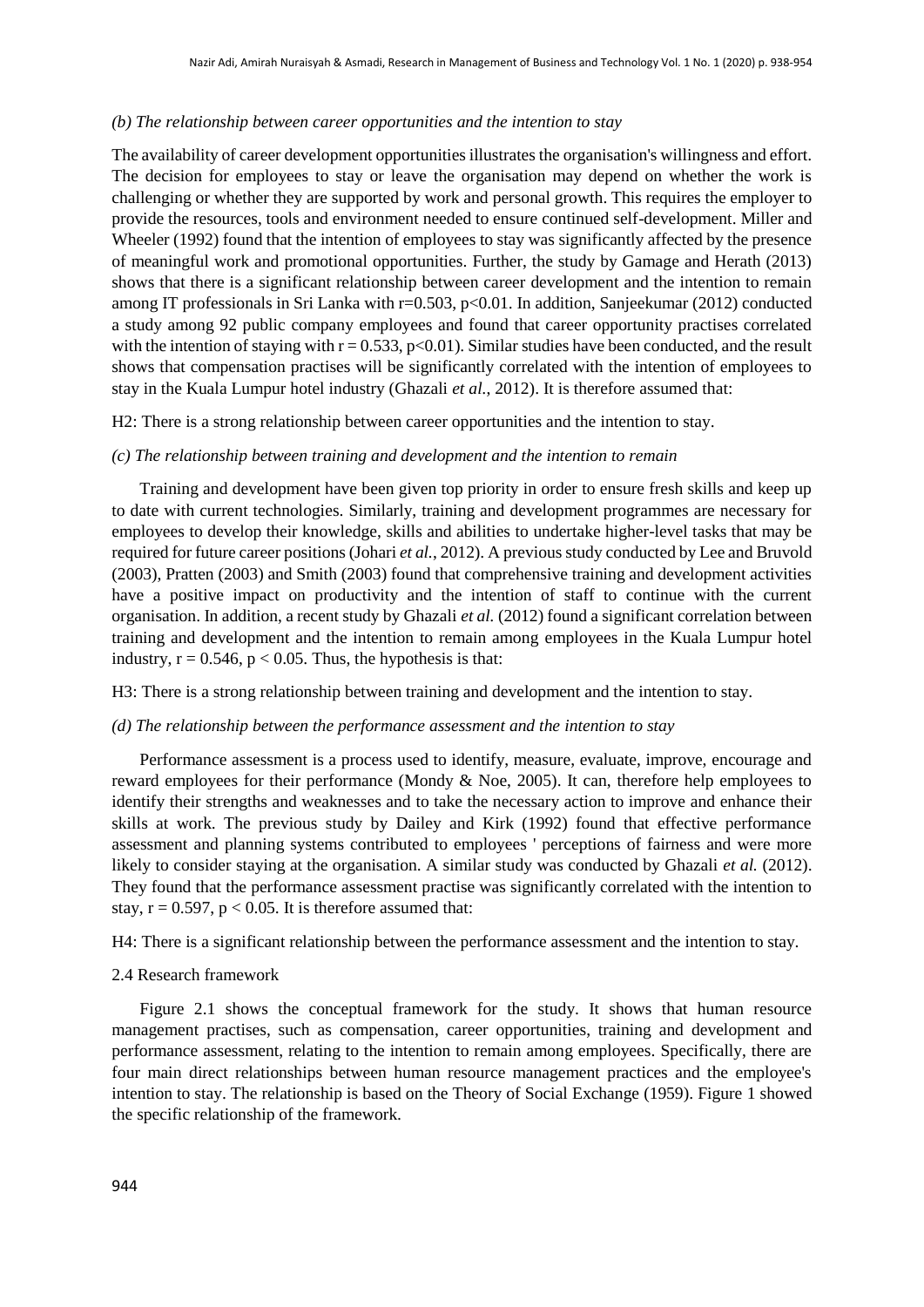*(b) The relationship between career opportunities and the intention to stay*

The availability of career development opportunities illustrates the organisation's willingness and effort. The decision for employees to stay or leave the organisation may depend on whether the work is challenging or whether they are supported by work and personal growth. This requires the employer to provide the resources, tools and environment needed to ensure continued self-development. Miller and Wheeler (1992) found that the intention of employees to stay was significantly affected by the presence of meaningful work and promotional opportunities. Further, the study by Gamage and Herath (2013) shows that there is a significant relationship between career development and the intention to remain among IT professionals in Sri Lanka with $r=0.503$, $p<0.01$. In addition, Sanjeekumar (2012) conducted a study among 92 public company employees and found that career opportunity practises correlated with the intention of staying with $r = 0.533$, $p<0.01$). Similar studies have been conducted, and the result shows that compensation practises will be significantly correlated with the intention of employees to stay in the Kuala Lumpur hotel industry (Ghazali *et al.*, 2012). It is therefore assumed that:

H2: There is a strong relationship between career opportunities and the intention to stay.

*(c) The relationship between training and development and the intention to remain*

Training and development have been given top priority in order to ensure fresh skills and keep up to date with current technologies. Similarly, training and development programmes are necessary for employees to develop their knowledge, skills and abilities to undertake higher-level tasks that may be required for future career positions (Johari *et al.*, 2012). A previous study conducted by Lee and Bruvold (2003), Pratten (2003) and Smith (2003) found that comprehensive training and development activities have a positive impact on productivity and the intention of staff to continue with the current organisation. In addition, a recent study by Ghazali *et al.* (2012) found a significant correlation between training and development and the intention to remain among employees in the Kuala Lumpur hotel industry, $r = 0.546$, $p < 0.05$. Thus, the hypothesis is that:

H3: There is a strong relationship between training and development and the intention to stay.

*(d) The relationship between the performance assessment and the intention to stay*

Performance assessment is a process used to identify, measure, evaluate, improve, encourage and reward employees for their performance (Mondy & Noe, 2005). It can, therefore help employees to identify their strengths and weaknesses and to take the necessary action to improve and enhance their skills at work. The previous study by Dailey and Kirk (1992) found that effective performance assessment and planning systems contributed to employees ' perceptions of fairness and were more likely to consider staying at the organisation. A similar study was conducted by Ghazali *et al.* (2012). They found that the performance assessment practise was significantly correlated with the intention to stay, $r = 0.597$, $p < 0.05$. It is therefore assumed that:

H4: There is a significant relationship between the performance assessment and the intention to stay.

## 2.4 Research framework

Figure 2.1 shows the conceptual framework for the study. It shows that human resource management practises, such as compensation, career opportunities, training and development and performance assessment, relating to the intention to remain among employees. Specifically, there are four main direct relationships between human resource management practices and the employee's intention to stay. The relationship is based on the Theory of Social Exchange (1959). Figure 1 showed the specific relationship of the framework.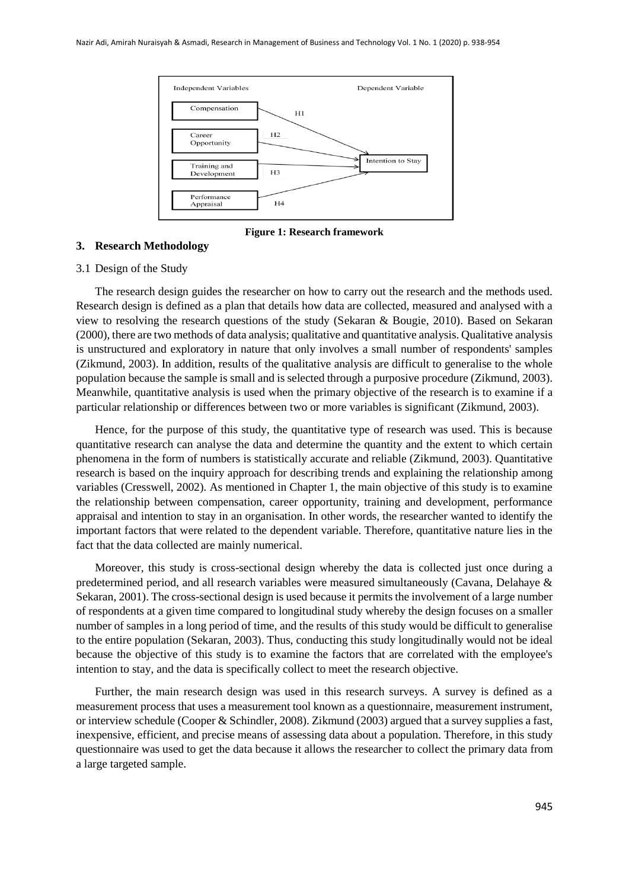Independent Variables — Dependent Variable

- Compensation —H1→ Intention to Stay
- Career Opportunity —H2→ Intention to Stay
- Training and Development —H3→ Intention to Stay
- Performance Appraisal —H4→ Intention to Stay

**Figure 1: Research framework**

## 3. Research Methodology

### 3.1 Design of the Study

The research design guides the researcher on how to carry out the research and the methods used. Research design is defined as a plan that details how data are collected, measured and analysed with a view to resolving the research questions of the study (Sekaran & Bougie, 2010). Based on Sekaran (2000), there are two methods of data analysis; qualitative and quantitative analysis. Qualitative analysis is unstructured and exploratory in nature that only involves a small number of respondents' samples (Zikmund, 2003). In addition, results of the qualitative analysis are difficult to generalise to the whole population because the sample is small and is selected through a purposive procedure (Zikmund, 2003). Meanwhile, quantitative analysis is used when the primary objective of the research is to examine if a particular relationship or differences between two or more variables is significant (Zikmund, 2003).

Hence, for the purpose of this study, the quantitative type of research was used. This is because quantitative research can analyse the data and determine the quantity and the extent to which certain phenomena in the form of numbers is statistically accurate and reliable (Zikmund, 2003). Quantitative research is based on the inquiry approach for describing trends and explaining the relationship among variables (Cresswell, 2002). As mentioned in Chapter 1, the main objective of this study is to examine the relationship between compensation, career opportunity, training and development, performance appraisal and intention to stay in an organisation. In other words, the researcher wanted to identify the important factors that were related to the dependent variable. Therefore, quantitative nature lies in the fact that the data collected are mainly numerical.

Moreover, this study is cross-sectional design whereby the data is collected just once during a predetermined period, and all research variables were measured simultaneously (Cavana, Delahaye & Sekaran, 2001). The cross-sectional design is used because it permits the involvement of a large number of respondents at a given time compared to longitudinal study whereby the design focuses on a smaller number of samples in a long period of time, and the results of this study would be difficult to generalise to the entire population (Sekaran, 2003). Thus, conducting this study longitudinally would not be ideal because the objective of this study is to examine the factors that are correlated with the employee's intention to stay, and the data is specifically collect to meet the research objective.

Further, the main research design was used in this research surveys. A survey is defined as a measurement process that uses a measurement tool known as a questionnaire, measurement instrument, or interview schedule (Cooper & Schindler, 2008). Zikmund (2003) argued that a survey supplies a fast, inexpensive, efficient, and precise means of assessing data about a population. Therefore, in this study questionnaire was used to get the data because it allows the researcher to collect the primary data from a large targeted sample.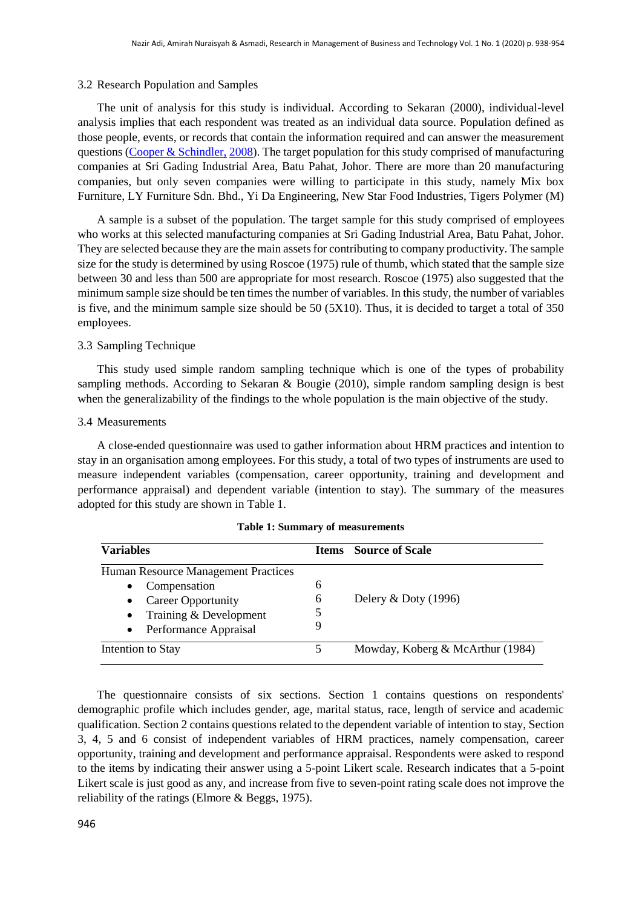### 3.2 Research Population and Samples

The unit of analysis for this study is individual. According to Sekaran (2000), individual-level analysis implies that each respondent was treated as an individual data source. Population defined as those people, events, or records that contain the information required and can answer the measurement questions (Cooper & Schindler, 2008). The target population for this study comprised of manufacturing companies at Sri Gading Industrial Area, Batu Pahat, Johor. There are more than 20 manufacturing companies, but only seven companies were willing to participate in this study, namely Mix box Furniture, LY Furniture Sdn. Bhd., Yi Da Engineering, New Star Food Industries, Tigers Polymer (M)

A sample is a subset of the population. The target sample for this study comprised of employees who works at this selected manufacturing companies at Sri Gading Industrial Area, Batu Pahat, Johor. They are selected because they are the main assets for contributing to company productivity. The sample size for the study is determined by using Roscoe (1975) rule of thumb, which stated that the sample size between 30 and less than 500 are appropriate for most research. Roscoe (1975) also suggested that the minimum sample size should be ten times the number of variables. In this study, the number of variables is five, and the minimum sample size should be 50 (5X10). Thus, it is decided to target a total of 350 employees.

### 3.3 Sampling Technique

This study used simple random sampling technique which is one of the types of probability sampling methods. According to Sekaran & Bougie (2010), simple random sampling design is best when the generalizability of the findings to the whole population is the main objective of the study.

### 3.4 Measurements

A close-ended questionnaire was used to gather information about HRM practices and intention to stay in an organisation among employees. For this study, a total of two types of instruments are used to measure independent variables (compensation, career opportunity, training and development and performance appraisal) and dependent variable (intention to stay). The summary of the measures adopted for this study are shown in Table 1.

**Table 1: Summary of measurements**

| Variables | Items | Source of Scale |
|---|---|---|
| Human Resource Management Practices | | |
| • Compensation | 6 | |
| • Career Opportunity | 6 | Delery & Doty (1996) |
| • Training & Development | 5 | |
| • Performance Appraisal | 9 | |
| Intention to Stay | 5 | Mowday, Koberg & McArthur (1984) |

The questionnaire consists of six sections. Section 1 contains questions on respondents' demographic profile which includes gender, age, marital status, race, length of service and academic qualification. Section 2 contains questions related to the dependent variable of intention to stay, Section 3, 4, 5 and 6 consist of independent variables of HRM practices, namely compensation, career opportunity, training and development and performance appraisal. Respondents were asked to respond to the items by indicating their answer using a 5-point Likert scale. Research indicates that a 5-point Likert scale is just good as any, and increase from five to seven-point rating scale does not improve the reliability of the ratings (Elmore & Beggs, 1975).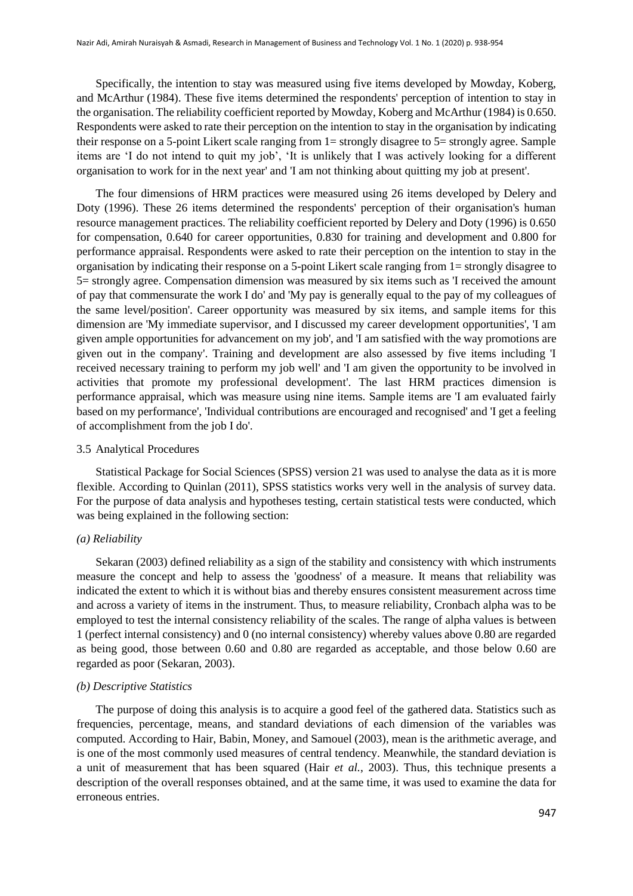Specifically, the intention to stay was measured using five items developed by Mowday, Koberg, and McArthur (1984). These five items determined the respondents' perception of intention to stay in the organisation. The reliability coefficient reported by Mowday, Koberg and McArthur (1984) is 0.650. Respondents were asked to rate their perception on the intention to stay in the organisation by indicating their response on a 5-point Likert scale ranging from 1= strongly disagree to 5= strongly agree. Sample items are 'I do not intend to quit my job', 'It is unlikely that I was actively looking for a different organisation to work for in the next year' and 'I am not thinking about quitting my job at present'.

The four dimensions of HRM practices were measured using 26 items developed by Delery and Doty (1996). These 26 items determined the respondents' perception of their organisation's human resource management practices. The reliability coefficient reported by Delery and Doty (1996) is 0.650 for compensation, 0.640 for career opportunities, 0.830 for training and development and 0.800 for performance appraisal. Respondents were asked to rate their perception on the intention to stay in the organisation by indicating their response on a 5-point Likert scale ranging from 1= strongly disagree to 5= strongly agree. Compensation dimension was measured by six items such as 'I received the amount of pay that commensurate the work I do' and 'My pay is generally equal to the pay of my colleagues of the same level/position'. Career opportunity was measured by six items, and sample items for this dimension are 'My immediate supervisor, and I discussed my career development opportunities', 'I am given ample opportunities for advancement on my job', and 'I am satisfied with the way promotions are given out in the company'. Training and development are also assessed by five items including 'I received necessary training to perform my job well' and 'I am given the opportunity to be involved in activities that promote my professional development'. The last HRM practices dimension is performance appraisal, which was measure using nine items. Sample items are 'I am evaluated fairly based on my performance', 'Individual contributions are encouraged and recognised' and 'I get a feeling of accomplishment from the job I do'.

### 3.5 Analytical Procedures

Statistical Package for Social Sciences (SPSS) version 21 was used to analyse the data as it is more flexible. According to Quinlan (2011), SPSS statistics works very well in the analysis of survey data. For the purpose of data analysis and hypotheses testing, certain statistical tests were conducted, which was being explained in the following section:

*(a) Reliability*

Sekaran (2003) defined reliability as a sign of the stability and consistency with which instruments measure the concept and help to assess the 'goodness' of a measure. It means that reliability was indicated the extent to which it is without bias and thereby ensures consistent measurement across time and across a variety of items in the instrument. Thus, to measure reliability, Cronbach alpha was to be employed to test the internal consistency reliability of the scales. The range of alpha values is between 1 (perfect internal consistency) and 0 (no internal consistency) whereby values above 0.80 are regarded as being good, those between 0.60 and 0.80 are regarded as acceptable, and those below 0.60 are regarded as poor (Sekaran, 2003).

*(b) Descriptive Statistics*

The purpose of doing this analysis is to acquire a good feel of the gathered data. Statistics such as frequencies, percentage, means, and standard deviations of each dimension of the variables was computed. According to Hair, Babin, Money, and Samouel (2003), mean is the arithmetic average, and is one of the most commonly used measures of central tendency. Meanwhile, the standard deviation is a unit of measurement that has been squared (Hair *et al.*, 2003). Thus, this technique presents a description of the overall responses obtained, and at the same time, it was used to examine the data for erroneous entries.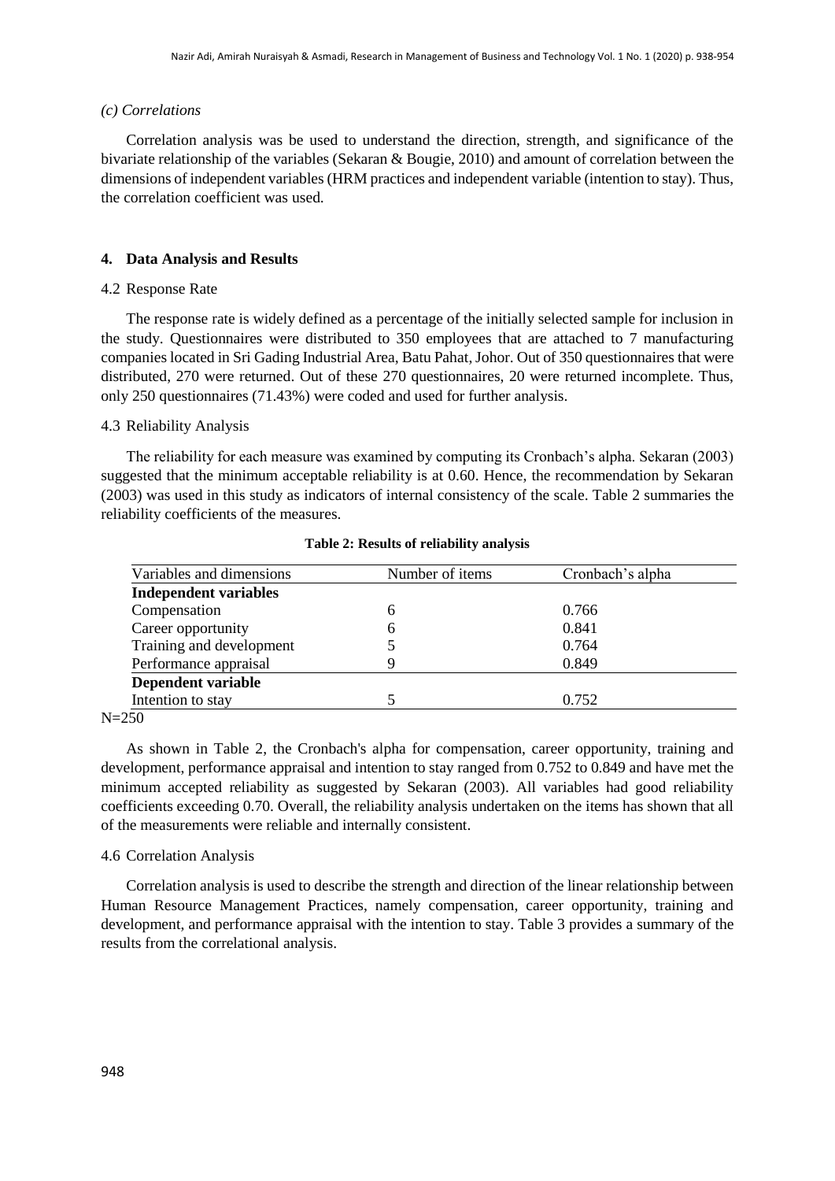*(c) Correlations*

Correlation analysis was be used to understand the direction, strength, and significance of the bivariate relationship of the variables (Sekaran & Bougie, 2010) and amount of correlation between the dimensions of independent variables (HRM practices and independent variable (intention to stay). Thus, the correlation coefficient was used.

## 4. Data Analysis and Results

### 4.2 Response Rate

The response rate is widely defined as a percentage of the initially selected sample for inclusion in the study. Questionnaires were distributed to 350 employees that are attached to 7 manufacturing companies located in Sri Gading Industrial Area, Batu Pahat, Johor. Out of 350 questionnaires that were distributed, 270 were returned. Out of these 270 questionnaires, 20 were returned incomplete. Thus, only 250 questionnaires (71.43%) were coded and used for further analysis.

### 4.3 Reliability Analysis

The reliability for each measure was examined by computing its Cronbach's alpha. Sekaran (2003) suggested that the minimum acceptable reliability is at 0.60. Hence, the recommendation by Sekaran (2003) was used in this study as indicators of internal consistency of the scale. Table 2 summaries the reliability coefficients of the measures.

**Table 2: Results of reliability analysis**

| Variables and dimensions | Number of items | Cronbach's alpha |
|---|---|---|
| **Independent variables** | | |
| Compensation | 6 | 0.766 |
| Career opportunity | 6 | 0.841 |
| Training and development | 5 | 0.764 |
| Performance appraisal | 9 | 0.849 |
| **Dependent variable** | | |
| Intention to stay | 5 | 0.752 |

N=250

As shown in Table 2, the Cronbach's alpha for compensation, career opportunity, training and development, performance appraisal and intention to stay ranged from 0.752 to 0.849 and have met the minimum accepted reliability as suggested by Sekaran (2003). All variables had good reliability coefficients exceeding 0.70. Overall, the reliability analysis undertaken on the items has shown that all of the measurements were reliable and internally consistent.

### 4.6 Correlation Analysis

Correlation analysis is used to describe the strength and direction of the linear relationship between Human Resource Management Practices, namely compensation, career opportunity, training and development, and performance appraisal with the intention to stay. Table 3 provides a summary of the results from the correlational analysis.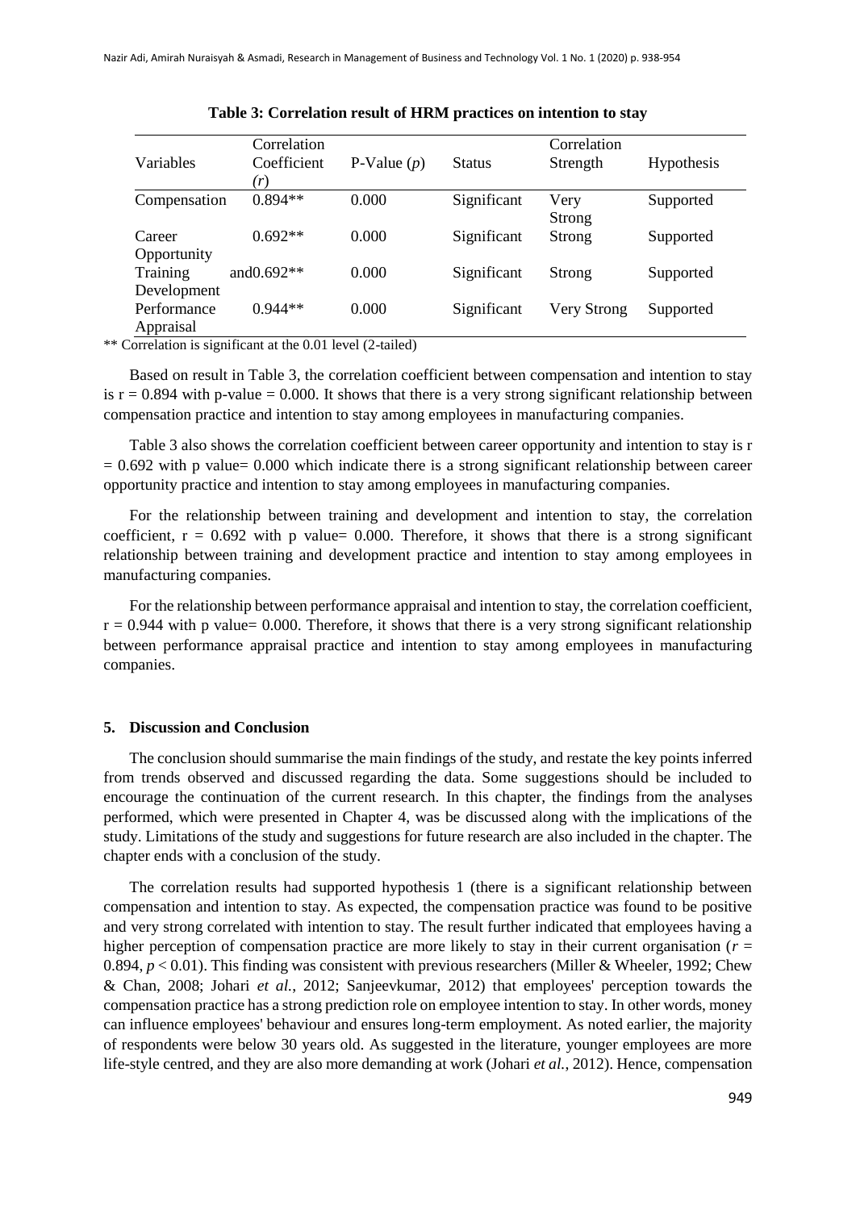**Table 3: Correlation result of HRM practices on intention to stay**

| Variables | Correlation Coefficient ($r$) | P-Value ($p$) | Status | Correlation Strength | Hypothesis |
|---|---|---|---|---|---|
| Compensation | 0.894** | 0.000 | Significant | Very Strong | Supported |
| Career Opportunity | 0.692** | 0.000 | Significant | Strong | Supported |
| Training and Development | 0.692** | 0.000 | Significant | Strong | Supported |
| Performance Appraisal | 0.944** | 0.000 | Significant | Very Strong | Supported |

** Correlation is significant at the 0.01 level (2-tailed)

Based on result in Table 3, the correlation coefficient between compensation and intention to stay is r = 0.894 with p-value = 0.000. It shows that there is a very strong significant relationship between compensation practice and intention to stay among employees in manufacturing companies.

Table 3 also shows the correlation coefficient between career opportunity and intention to stay is r = 0.692 with p value= 0.000 which indicate there is a strong significant relationship between career opportunity practice and intention to stay among employees in manufacturing companies.

For the relationship between training and development and intention to stay, the correlation coefficient, r = 0.692 with p value= 0.000. Therefore, it shows that there is a strong significant relationship between training and development practice and intention to stay among employees in manufacturing companies.

For the relationship between performance appraisal and intention to stay, the correlation coefficient, r = 0.944 with p value= 0.000. Therefore, it shows that there is a very strong significant relationship between performance appraisal practice and intention to stay among employees in manufacturing companies.

## 5. Discussion and Conclusion

The conclusion should summarise the main findings of the study, and restate the key points inferred from trends observed and discussed regarding the data. Some suggestions should be included to encourage the continuation of the current research. In this chapter, the findings from the analyses performed, which were presented in Chapter 4, was be discussed along with the implications of the study. Limitations of the study and suggestions for future research are also included in the chapter. The chapter ends with a conclusion of the study.

The correlation results had supported hypothesis 1 (there is a significant relationship between compensation and intention to stay. As expected, the compensation practice was found to be positive and very strong correlated with intention to stay. The result further indicated that employees having a higher perception of compensation practice are more likely to stay in their current organisation ($r$ = 0.894, $p < 0.01$). This finding was consistent with previous researchers (Miller & Wheeler, 1992; Chew & Chan, 2008; Johari *et al.*, 2012; Sanjeevkumar, 2012) that employees' perception towards the compensation practice has a strong prediction role on employee intention to stay. In other words, money can influence employees' behaviour and ensures long-term employment. As noted earlier, the majority of respondents were below 30 years old. As suggested in the literature, younger employees are more life-style centred, and they are also more demanding at work (Johari *et al.*, 2012). Hence, compensation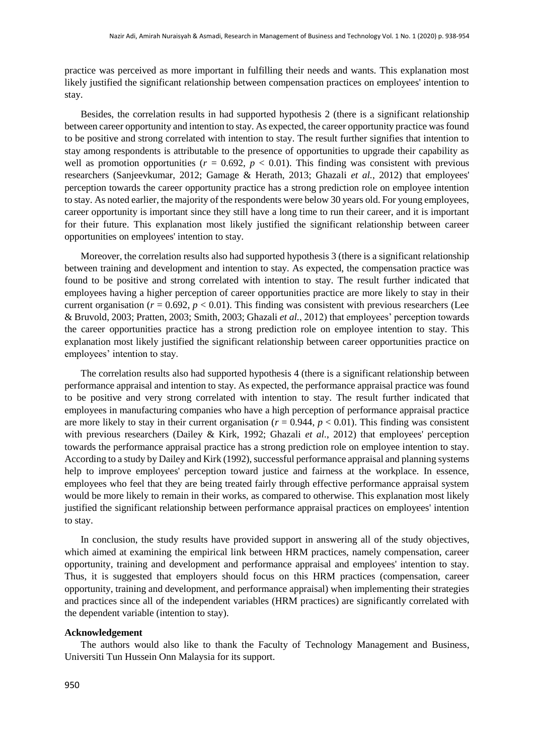practice was perceived as more important in fulfilling their needs and wants. This explanation most likely justified the significant relationship between compensation practices on employees' intention to stay.

Besides, the correlation results in had supported hypothesis 2 (there is a significant relationship between career opportunity and intention to stay. As expected, the career opportunity practice was found to be positive and strong correlated with intention to stay. The result further signifies that intention to stay among respondents is attributable to the presence of opportunities to upgrade their capability as well as promotion opportunities ($r$ = 0.692, $p$ < 0.01). This finding was consistent with previous researchers (Sanjeevkumar, 2012; Gamage & Herath, 2013; Ghazali *et al.*, 2012) that employees' perception towards the career opportunity practice has a strong prediction role on employee intention to stay. As noted earlier, the majority of the respondents were below 30 years old. For young employees, career opportunity is important since they still have a long time to run their career, and it is important for their future. This explanation most likely justified the significant relationship between career opportunities on employees' intention to stay.

Moreover, the correlation results also had supported hypothesis 3 (there is a significant relationship between training and development and intention to stay. As expected, the compensation practice was found to be positive and strong correlated with intention to stay. The result further indicated that employees having a higher perception of career opportunities practice are more likely to stay in their current organisation ($r$ = 0.692, $p$ < 0.01). This finding was consistent with previous researchers (Lee & Bruvold, 2003; Pratten, 2003; Smith, 2003; Ghazali *et al.*, 2012) that employees' perception towards the career opportunities practice has a strong prediction role on employee intention to stay. This explanation most likely justified the significant relationship between career opportunities practice on employees' intention to stay.

The correlation results also had supported hypothesis 4 (there is a significant relationship between performance appraisal and intention to stay. As expected, the performance appraisal practice was found to be positive and very strong correlated with intention to stay. The result further indicated that employees in manufacturing companies who have a high perception of performance appraisal practice are more likely to stay in their current organisation ($r$ = 0.944, $p$ < 0.01). This finding was consistent with previous researchers (Dailey & Kirk, 1992; Ghazali *et al.*, 2012) that employees' perception towards the performance appraisal practice has a strong prediction role on employee intention to stay. According to a study by Dailey and Kirk (1992), successful performance appraisal and planning systems help to improve employees' perception toward justice and fairness at the workplace. In essence, employees who feel that they are being treated fairly through effective performance appraisal system would be more likely to remain in their works, as compared to otherwise. This explanation most likely justified the significant relationship between performance appraisal practices on employees' intention to stay.

In conclusion, the study results have provided support in answering all of the study objectives, which aimed at examining the empirical link between HRM practices, namely compensation, career opportunity, training and development and performance appraisal and employees' intention to stay. Thus, it is suggested that employers should focus on this HRM practices (compensation, career opportunity, training and development, and performance appraisal) when implementing their strategies and practices since all of the independent variables (HRM practices) are significantly correlated with the dependent variable (intention to stay).

**Acknowledgement**

The authors would also like to thank the Faculty of Technology Management and Business, Universiti Tun Hussein Onn Malaysia for its support.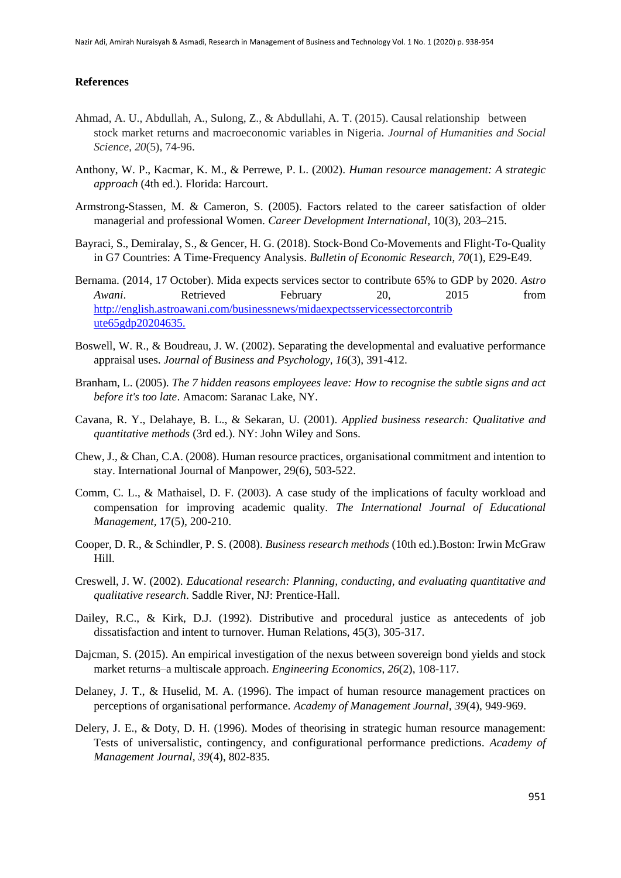## References

Ahmad, A. U., Abdullah, A., Sulong, Z., & Abdullahi, A. T. (2015). Causal relationship between stock market returns and macroeconomic variables in Nigeria. *Journal of Humanities and Social Science*, *20*(5), 74-96.

Anthony, W. P., Kacmar, K. M., & Perrewe, P. L. (2002). *Human resource management: A strategic approach* (4th ed.). Florida: Harcourt.

Armstrong-Stassen, M. & Cameron, S. (2005). Factors related to the career satisfaction of older managerial and professional Women. *Career Development International,* 10(3), 203–215.

Bayraci, S., Demiralay, S., & Gencer, H. G. (2018). Stock-Bond Co-Movements and Flight-To-Quality in G7 Countries: A Time-Frequency Analysis. *Bulletin of Economic Research*, *70*(1), E29-E49.

Bernama. (2014, 17 October). Mida expects services sector to contribute 65% to GDP by 2020. *Astro Awani*. Retrieved February 20, 2015 from http://english.astroawani.com/businessnews/midaexpectsservicessectorcontribute65gdp20204635.

Boswell, W. R., & Boudreau, J. W. (2002). Separating the developmental and evaluative performance appraisal uses. *Journal of Business and Psychology, 16*(3), 391-412.

Branham, L. (2005). *The 7 hidden reasons employees leave: How to recognise the subtle signs and act before it's too late*. Amacom: Saranac Lake, NY.

Cavana, R. Y., Delahaye, B. L., & Sekaran, U. (2001). *Applied business research: Qualitative and quantitative methods* (3rd ed.). NY: John Wiley and Sons.

Chew, J., & Chan, C.A. (2008). Human resource practices, organisational commitment and intention to stay. International Journal of Manpower, 29(6), 503-522.

Comm, C. L., & Mathaisel, D. F. (2003). A case study of the implications of faculty workload and compensation for improving academic quality. *The International Journal of Educational Management*, 17(5), 200-210.

Cooper, D. R., & Schindler, P. S. (2008). *Business research methods* (10th ed.).Boston: Irwin McGraw Hill.

Creswell, J. W. (2002). *Educational research: Planning, conducting, and evaluating quantitative and qualitative research*. Saddle River, NJ: Prentice-Hall.

Dailey, R.C., & Kirk, D.J. (1992). Distributive and procedural justice as antecedents of job dissatisfaction and intent to turnover. Human Relations, 45(3), 305-317.

Dajcman, S. (2015). An empirical investigation of the nexus between sovereign bond yields and stock market returns–a multiscale approach. *Engineering Economics*, *26*(2), 108-117.

Delaney, J. T., & Huselid, M. A. (1996). The impact of human resource management practices on perceptions of organisational performance. *Academy of Management Journal*, *39*(4), 949-969.

Delery, J. E., & Doty, D. H. (1996). Modes of theorising in strategic human resource management: Tests of universalistic, contingency, and configurational performance predictions. *Academy of Management Journal*, *39*(4), 802-835.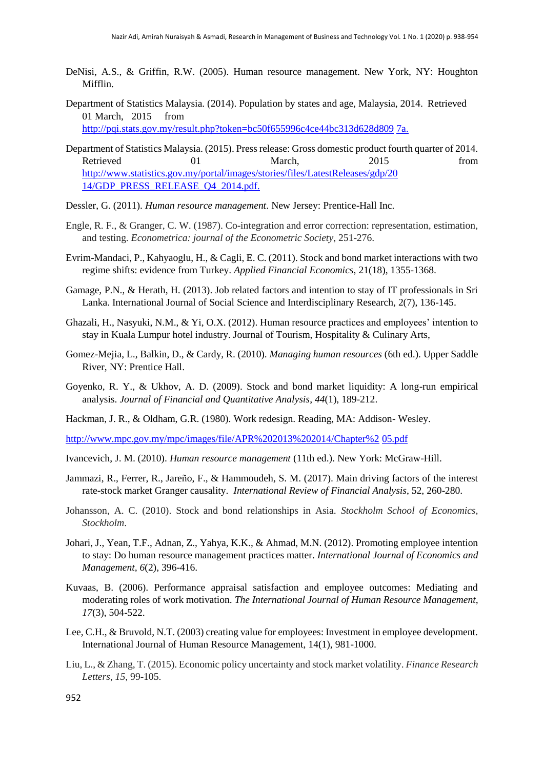DeNisi, A.S., & Griffin, R.W. (2005). Human resource management. New York, NY: Houghton Mifflin.

Department of Statistics Malaysia. (2014). Population by states and age, Malaysia, 2014. Retrieved 01 March, 2015 from http://pqi.stats.gov.my/result.php?token=bc50f655996c4ce44bc313d628d809 7a.

Department of Statistics Malaysia. (2015). Press release: Gross domestic product fourth quarter of 2014. Retrieved 01 March, 2015 from http://www.statistics.gov.my/portal/images/stories/files/LatestReleases/gdp/20 14/GDP_PRESS_RELEASE_Q4_2014.pdf.

Dessler, G. (2011). *Human resource management*. New Jersey: Prentice-Hall Inc.

Engle, R. F., & Granger, C. W. (1987). Co-integration and error correction: representation, estimation, and testing. *Econometrica: journal of the Econometric Society*, 251-276.

Evrim-Mandaci, P., Kahyaoglu, H., & Cagli, E. C. (2011). Stock and bond market interactions with two regime shifts: evidence from Turkey. *Applied Financial Economics*, 21(18), 1355-1368.

Gamage, P.N., & Herath, H. (2013). Job related factors and intention to stay of IT professionals in Sri Lanka. International Journal of Social Science and Interdisciplinary Research, 2(7), 136-145.

Ghazali, H., Nasyuki, N.M., & Yi, O.X. (2012). Human resource practices and employees' intention to stay in Kuala Lumpur hotel industry. Journal of Tourism, Hospitality & Culinary Arts,

Gomez-Mejia, L., Balkin, D., & Cardy, R. (2010). *Managing human resources* (6th ed.). Upper Saddle River, NY: Prentice Hall.

Goyenko, R. Y., & Ukhov, A. D. (2009). Stock and bond market liquidity: A long-run empirical analysis. *Journal of Financial and Quantitative Analysis*, *44*(1), 189-212.

Hackman, J. R., & Oldham, G.R. (1980). Work redesign. Reading, MA: Addison- Wesley.

http://www.mpc.gov.my/mpc/images/file/APR%202013%202014/Chapter%2 05.pdf

Ivancevich, J. M. (2010). *Human resource management* (11th ed.). New York: McGraw-Hill.

Jammazi, R., Ferrer, R., Jareño, F., & Hammoudeh, S. M. (2017). Main driving factors of the interest rate-stock market Granger causality. *International Review of Financial Analysis*, 52, 260-280.

Johansson, A. C. (2010). Stock and bond relationships in Asia. *Stockholm School of Economics, Stockholm*.

Johari, J., Yean, T.F., Adnan, Z., Yahya, K.K., & Ahmad, M.N. (2012). Promoting employee intention to stay: Do human resource management practices matter. *International Journal of Economics and Management*, *6*(2), 396-416.

Kuvaas, B. (2006). Performance appraisal satisfaction and employee outcomes: Mediating and moderating roles of work motivation. *The International Journal of Human Resource Management, 17*(3), 504-522.

Lee, C.H., & Bruvold, N.T. (2003) creating value for employees: Investment in employee development. International Journal of Human Resource Management, 14(1), 981-1000.

Liu, L., & Zhang, T. (2015). Economic policy uncertainty and stock market volatility. *Finance Research Letters*, *15*, 99-105.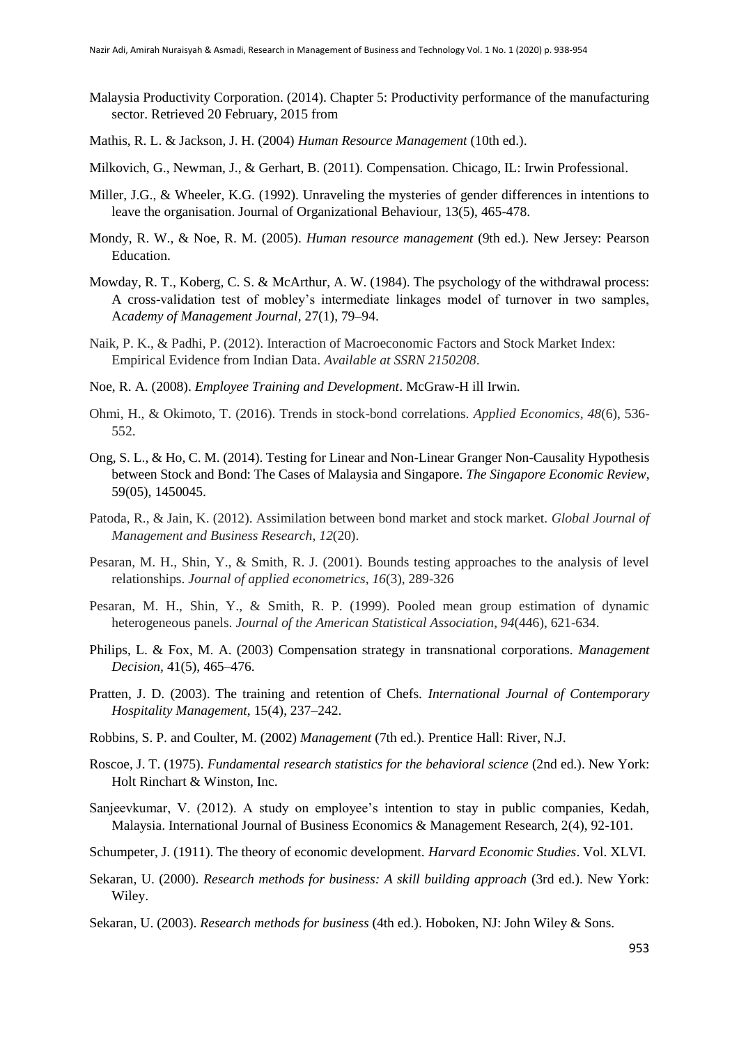Malaysia Productivity Corporation. (2014). Chapter 5: Productivity performance of the manufacturing sector. Retrieved 20 February, 2015 from

Mathis, R. L. & Jackson, J. H. (2004) *Human Resource Management* (10th ed.).

Milkovich, G., Newman, J., & Gerhart, B. (2011). Compensation. Chicago, IL: Irwin Professional.

Miller, J.G., & Wheeler, K.G. (1992). Unraveling the mysteries of gender differences in intentions to leave the organisation. Journal of Organizational Behaviour, 13(5), 465-478.

Mondy, R. W., & Noe, R. M. (2005). *Human resource management* (9th ed.). New Jersey: Pearson Education.

Mowday, R. T., Koberg, C. S. & McArthur, A. W. (1984). The psychology of the withdrawal process: A cross-validation test of mobley's intermediate linkages model of turnover in two samples, A*cademy of Management Journal*, 27(1), 79–94.

Naik, P. K., & Padhi, P. (2012). Interaction of Macroeconomic Factors and Stock Market Index: Empirical Evidence from Indian Data. *Available at SSRN 2150208*.

Noe, R. A. (2008). *Employee Training and Development*. McGraw-H ill Irwin.

Ohmi, H., & Okimoto, T. (2016). Trends in stock-bond correlations. *Applied Economics*, *48*(6), 536-552.

Ong, S. L., & Ho, C. M. (2014). Testing for Linear and Non-Linear Granger Non-Causality Hypothesis between Stock and Bond: The Cases of Malaysia and Singapore. *The Singapore Economic Review*, 59(05), 1450045.

Patoda, R., & Jain, K. (2012). Assimilation between bond market and stock market. *Global Journal of Management and Business Research*, *12*(20).

Pesaran, M. H., Shin, Y., & Smith, R. J. (2001). Bounds testing approaches to the analysis of level relationships. *Journal of applied econometrics*, *16*(3), 289-326

Pesaran, M. H., Shin, Y., & Smith, R. P. (1999). Pooled mean group estimation of dynamic heterogeneous panels. *Journal of the American Statistical Association*, *94*(446), 621-634.

Philips, L. & Fox, M. A. (2003) Compensation strategy in transnational corporations. *Management Decision*, 41(5), 465–476.

Pratten, J. D. (2003). The training and retention of Chefs. *International Journal of Contemporary Hospitality Management*, 15(4), 237–242.

Robbins, S. P. and Coulter, M. (2002) *Management* (7th ed.). Prentice Hall: River, N.J.

Roscoe, J. T. (1975). *Fundamental research statistics for the behavioral science* (2nd ed.). New York: Holt Rinchart & Winston, Inc.

Sanjeevkumar, V. (2012). A study on employee's intention to stay in public companies, Kedah, Malaysia. International Journal of Business Economics & Management Research, 2(4), 92-101.

Schumpeter, J. (1911). The theory of economic development. *Harvard Economic Studies*. Vol. XLVI.

Sekaran, U. (2000). *Research methods for business: A skill building approach* (3rd ed.). New York: Wiley.

Sekaran, U. (2003). *Research methods for business* (4th ed.). Hoboken, NJ: John Wiley & Sons.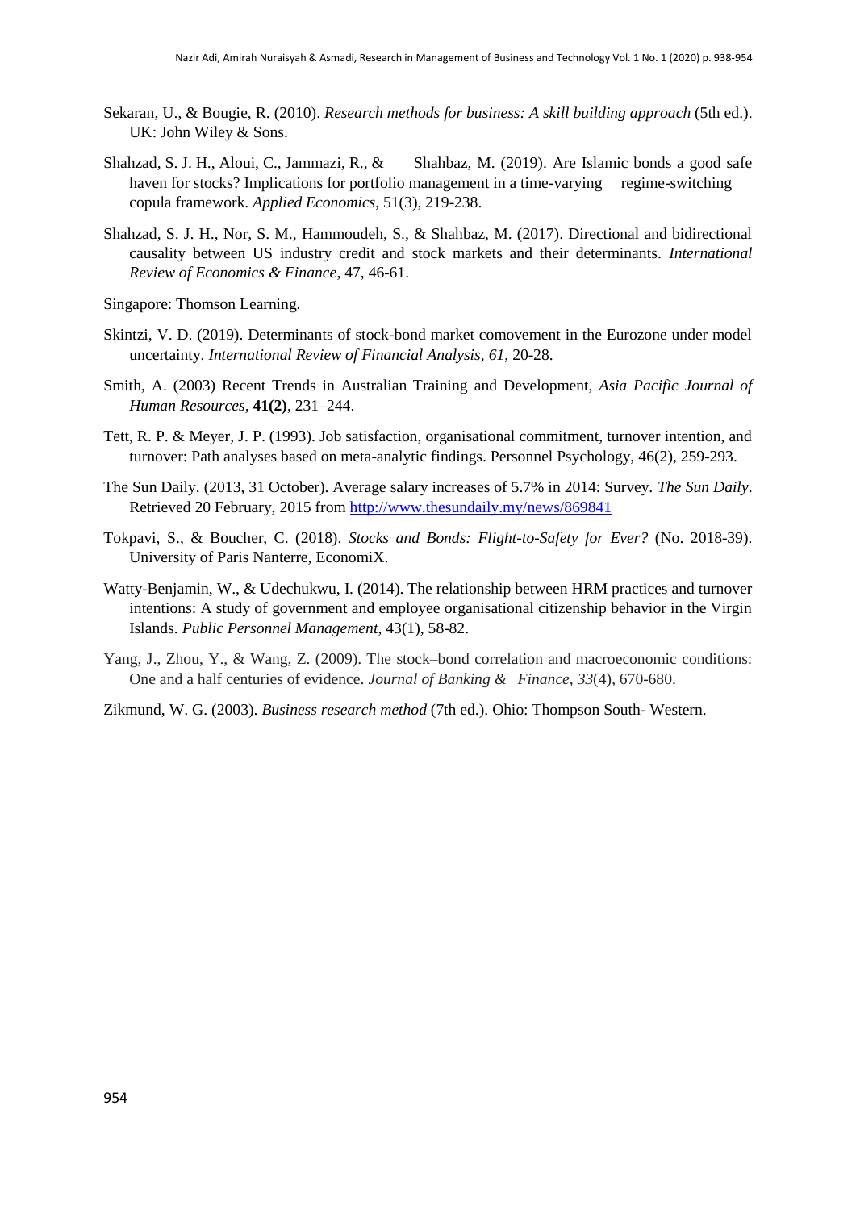Sekaran, U., & Bougie, R. (2010). *Research methods for business: A skill building approach* (5th ed.). UK: John Wiley & Sons.

Shahzad, S. J. H., Aloui, C., Jammazi, R., & Shahbaz, M. (2019). Are Islamic bonds a good safe haven for stocks? Implications for portfolio management in a time-varying regime-switching copula framework. *Applied Economics*, 51(3), 219-238.

Shahzad, S. J. H., Nor, S. M., Hammoudeh, S., & Shahbaz, M. (2017). Directional and bidirectional causality between US industry credit and stock markets and their determinants. *International Review of Economics & Finance*, 47, 46-61.

Singapore: Thomson Learning.

Skintzi, V. D. (2019). Determinants of stock-bond market comovement in the Eurozone under model uncertainty. *International Review of Financial Analysis*, *61*, 20-28.

Smith, A. (2003) Recent Trends in Australian Training and Development, *Asia Pacific Journal of Human Resources*, **41(2)**, 231–244.

Tett, R. P. & Meyer, J. P. (1993). Job satisfaction, organisational commitment, turnover intention, and turnover: Path analyses based on meta-analytic findings. Personnel Psychology, 46(2), 259-293.

The Sun Daily. (2013, 31 October). Average salary increases of 5.7% in 2014: Survey. *The Sun Daily*. Retrieved 20 February, 2015 from http://www.thesundaily.my/news/869841

Tokpavi, S., & Boucher, C. (2018). *Stocks and Bonds: Flight-to-Safety for Ever?* (No. 2018-39). University of Paris Nanterre, EconomiX.

Watty-Benjamin, W., & Udechukwu, I. (2014). The relationship between HRM practices and turnover intentions: A study of government and employee organisational citizenship behavior in the Virgin Islands. *Public Personnel Management*, 43(1), 58-82.

Yang, J., Zhou, Y., & Wang, Z. (2009). The stock–bond correlation and macroeconomic conditions: One and a half centuries of evidence. *Journal of Banking & Finance*, *33*(4), 670-680.

Zikmund, W. G. (2003). *Business research method* (7th ed.). Ohio: Thompson South- Western.